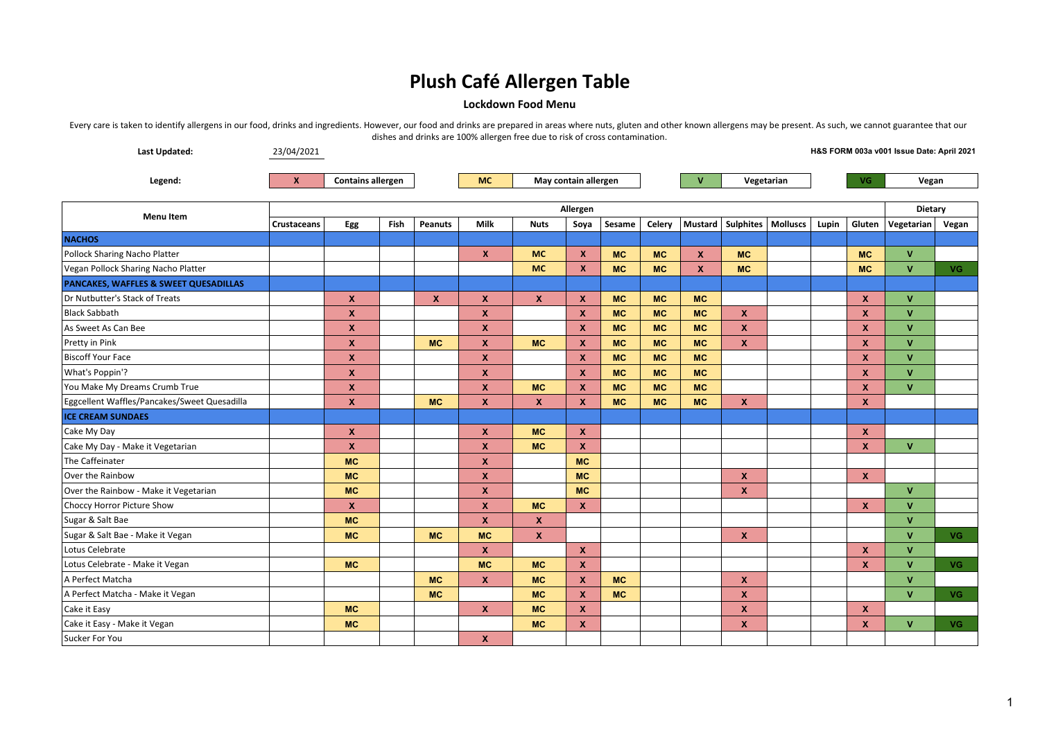# Plush Café Allergen Table

**Lockdown Food Menu**

Every care is taken to identify allergens in our food, drinks and ingredients. However, our food and drinks are prepared in areas where nuts, gluten and other known allergens may be present. As such, we cannot guarantee that our dishes and drinks are 100% allergen free due to risk of cross contamination.

**Last Updated:** 23/04/2021

**H&S FORM 003a v001 Issue Date: April 2021**

**Legend:** X = Contains allergen | MC = May contain allergen | V = Vegetarian | VG = Vegan

| Menu Item | Allergen | | | | | | | | | | | | | | Dietary | |
|---|---|---|---|---|---|---|---|---|---|---|---|---|---|---|---|---|
| | Crustaceans | Egg | Fish | Peanuts | Milk | Nuts | Soya | Sesame | Celery | Mustard | Sulphites | Molluscs | Lupin | Gluten | Vegetarian | Vegan |
| **NACHOS** | | | | | | | | | | | | | | | | |
| Pollock Sharing Nacho Platter | | | | | X | MC | X | MC | MC | X | MC | | | MC | V | |
| Vegan Pollock Sharing Nacho Platter | | | | | | MC | X | MC | MC | X | MC | | | MC | V | VG |
| **PANCAKES, WAFFLES & SWEET QUESADILLAS** | | | | | | | | | | | | | | | | |
| Dr Nutbutter's Stack of Treats | | X | | X | X | X | X | MC | MC | MC | | | | X | V | |
| Black Sabbath | | X | | | X | | X | MC | MC | MC | X | | | X | V | |
| As Sweet As Can Bee | | X | | | X | | X | MC | MC | MC | X | | | X | V | |
| Pretty in Pink | | X | | MC | X | MC | X | MC | MC | MC | X | | | X | V | |
| Biscoff Your Face | | X | | | X | | X | MC | MC | MC | | | | X | V | |
| What's Poppin'? | | X | | | X | | X | MC | MC | MC | | | | X | V | |
| You Make My Dreams Crumb True | | X | | | X | MC | X | MC | MC | MC | | | | X | V | |
| Eggcellent Waffles/Pancakes/Sweet Quesadilla | | X | | MC | X | X | X | MC | MC | MC | X | | | X | | |
| **ICE CREAM SUNDAES** | | | | | | | | | | | | | | | | |
| Cake My Day | | X | | | X | MC | X | | | | | | | X | | |
| Cake My Day - Make it Vegetarian | | X | | | X | MC | X | | | | | | | X | V | |
| The Caffeinater | | MC | | | X | | MC | | | | | | | | | |
| Over the Rainbow | | MC | | | X | | MC | | | | X | | | X | | |
| Over the Rainbow - Make it Vegetarian | | MC | | | X | | MC | | | | X | | | | V | |
| Choccy Horror Picture Show | | X | | | X | MC | X | | | | | | | X | V | |
| Sugar & Salt Bae | | MC | | | X | X | | | | | | | | | V | |
| Sugar & Salt Bae - Make it Vegan | | MC | | MC | MC | X | | | | | X | | | | V | VG |
| Lotus Celebrate | | | | | X | | X | | | | | | | X | V | |
| Lotus Celebrate - Make it Vegan | | MC | | | MC | MC | X | | | | | | | X | V | VG |
| A Perfect Matcha | | | | MC | X | MC | X | MC | | | X | | | | V | |
| A Perfect Matcha - Make it Vegan | | | | MC | | MC | X | MC | | | X | | | | V | VG |
| Cake it Easy | | MC | | | X | MC | X | | | | X | | | X | | |
| Cake it Easy - Make it Vegan | | MC | | | | MC | X | | | | X | | | X | V | VG |
| Sucker For You | | | | | X | | | | | | | | | | | |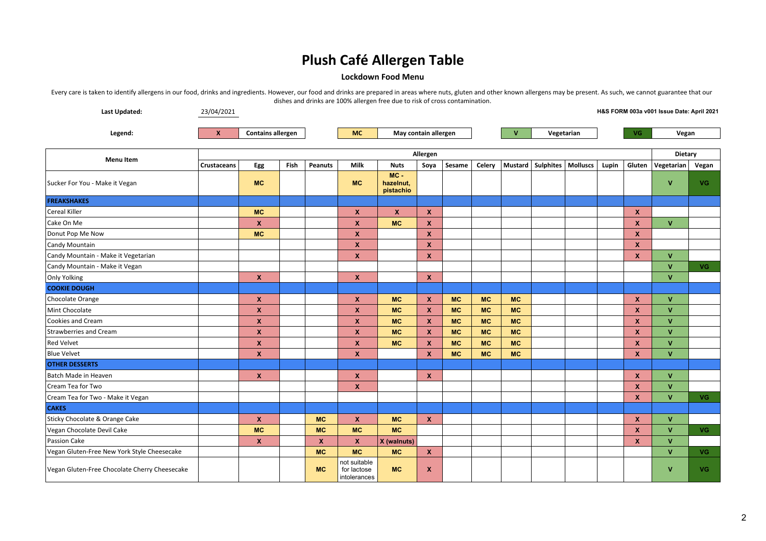# Plush Café Allergen Table

**Lockdown Food Menu**

Every care is taken to identify allergens in our food, drinks and ingredients. However, our food and drinks are prepared in areas where nuts, gluten and other known allergens may be present. As such, we cannot guarantee that our dishes and drinks are 100% allergen free due to risk of cross contamination.

**Last Updated:** 23/04/2021

**H&S FORM 003a v001 Issue Date: April 2021**

**Legend:** X = Contains allergen | MC = May contain allergen | V = Vegetarian | VG = Vegan

| Menu Item | Allergen | | | | | | | | | | | | | | Dietary | |
|---|---|---|---|---|---|---|---|---|---|---|---|---|---|---|---|---|
| | Crustaceans | Egg | Fish | Peanuts | Milk | Nuts | Soya | Sesame | Celery | Mustard | Sulphites | Molluscs | Lupin | Gluten | Vegetarian | Vegan |
| Sucker For You - Make it Vegan | | MC | | | MC | MC - hazelnut, pistachio | | | | | | | | | V | VG |
| **FREAKSHAKES** | | | | | | | | | | | | | | | | |
| Cereal Killer | | MC | | | X | X | X | | | | | | | X | | |
| Cake On Me | | X | | | X | MC | X | | | | | | | X | V | |
| Donut Pop Me Now | | MC | | | X | | X | | | | | | | X | | |
| Candy Mountain | | | | | X | | X | | | | | | | X | | |
| Candy Mountain - Make it Vegetarian | | | | | X | | X | | | | | | | X | V | |
| Candy Mountain - Make it Vegan | | | | | | | | | | | | | | | V | VG |
| Only Yolking | | X | | | X | | X | | | | | | | | V | |
| **COOKIE DOUGH** | | | | | | | | | | | | | | | | |
| Chocolate Orange | | X | | | X | MC | X | MC | MC | MC | | | | X | V | |
| Mint Chocolate | | X | | | X | MC | X | MC | MC | MC | | | | X | V | |
| Cookies and Cream | | X | | | X | MC | X | MC | MC | MC | | | | X | V | |
| Strawberries and Cream | | X | | | X | MC | X | MC | MC | MC | | | | X | V | |
| Red Velvet | | X | | | X | MC | X | MC | MC | MC | | | | X | V | |
| Blue Velvet | | X | | | X | | X | MC | MC | MC | | | | X | V | |
| **OTHER DESSERTS** | | | | | | | | | | | | | | | | |
| Batch Made in Heaven | | X | | | X | | X | | | | | | | X | V | |
| Cream Tea for Two | | | | | X | | | | | | | | | X | V | |
| Cream Tea for Two - Make it Vegan | | | | | | | | | | | | | | X | V | VG |
| **CAKES** | | | | | | | | | | | | | | | | |
| Sticky Chocolate & Orange Cake | | X | | MC | X | MC | X | | | | | | | X | V | |
| Vegan Chocolate Devil Cake | | MC | | MC | MC | MC | | | | | | | | X | V | VG |
| Passion Cake | | X | | X | X | X (walnuts) | | | | | | | | X | V | |
| Vegan Gluten-Free New York Style Cheesecake | | | | MC | MC | MC | X | | | | | | | | V | VG |
| Vegan Gluten-Free Chocolate Cherry Cheesecake | | | | MC | not suitable for lactose intolerances | MC | X | | | | | | | | V | VG |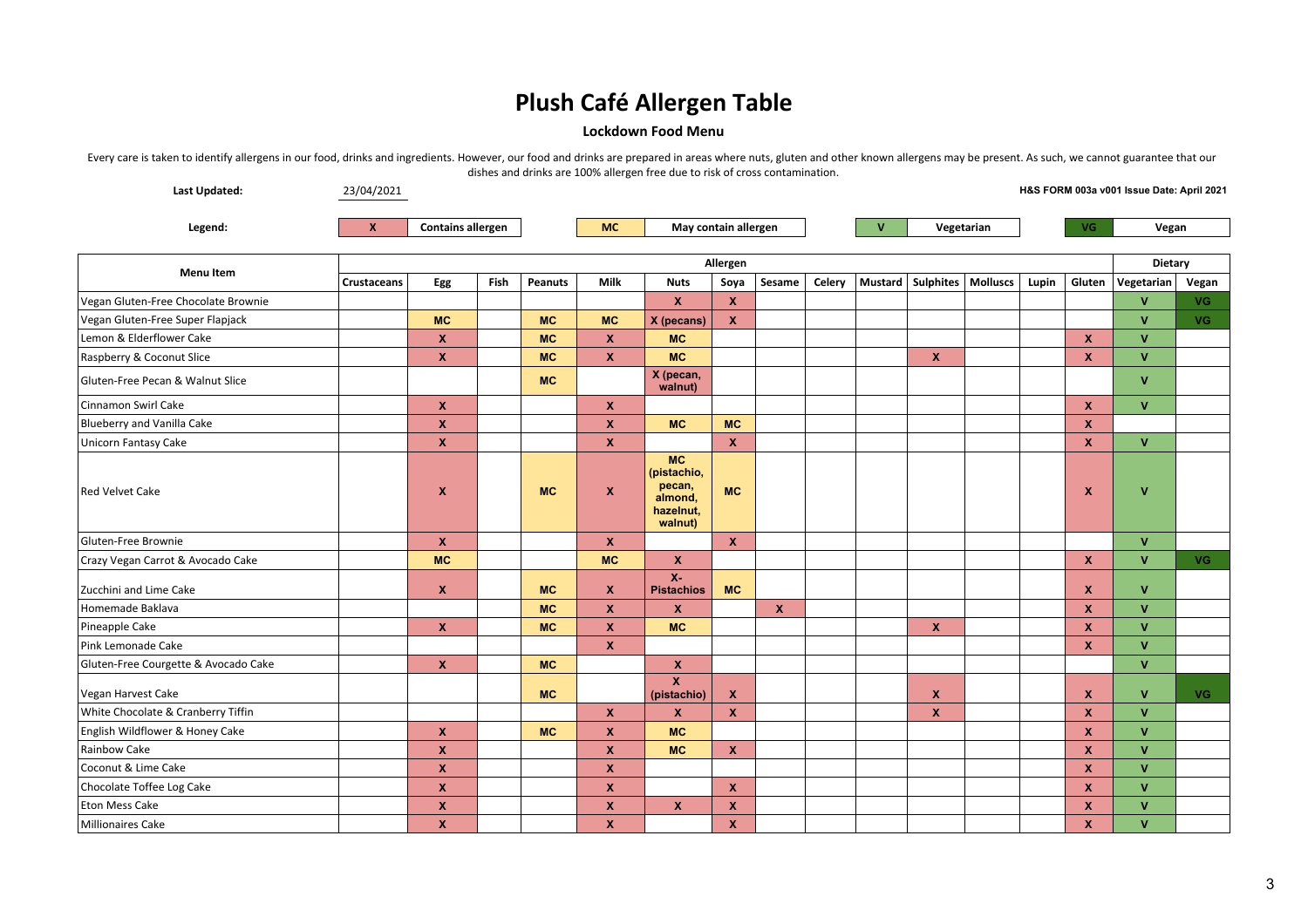# Plush Café Allergen Table

**Lockdown Food Menu**

Every care is taken to identify allergens in our food, drinks and ingredients. However, our food and drinks are prepared in areas where nuts, gluten and other known allergens may be present. As such, we cannot guarantee that our dishes and drinks are 100% allergen free due to risk of cross contamination.

**Last Updated:** 23/04/2021

**H&S FORM 003a v001 Issue Date: April 2021**

**Legend:** X = Contains allergen; MC = May contain allergen; V = Vegetarian; VG = Vegan

| Menu Item | Allergen | | | | | | | | | | | | | | Dietary | |
|---|---|---|---|---|---|---|---|---|---|---|---|---|---|---|---|---|
| | Crustaceans | Egg | Fish | Peanuts | Milk | Nuts | Soya | Sesame | Celery | Mustard | Sulphites | Molluscs | Lupin | Gluten | Vegetarian | Vegan |
| Vegan Gluten-Free Chocolate Brownie | | | | | | X | X | | | | | | | | V | VG |
| Vegan Gluten-Free Super Flapjack | | MC | | MC | MC | X (pecans) | X | | | | | | | | V | VG |
| Lemon & Elderflower Cake | | X | | MC | X | MC | | | | | | | | X | V | |
| Raspberry & Coconut Slice | | X | | MC | X | MC | | | | | X | | | X | V | |
| Gluten-Free Pecan & Walnut Slice | | | | MC | | X (pecan, walnut) | | | | | | | | | V | |
| Cinnamon Swirl Cake | | X | | | X | | | | | | | | | X | V | |
| Blueberry and Vanilla Cake | | X | | | X | MC | MC | | | | | | | X | | |
| Unicorn Fantasy Cake | | X | | | X | | X | | | | | | | X | V | |
| Red Velvet Cake | | X | | MC | X | MC (pistachio, pecan, almond, hazelnut, walnut) | MC | | | | | | | X | V | |
| Gluten-Free Brownie | | X | | | X | | X | | | | | | | | V | |
| Crazy Vegan Carrot & Avocado Cake | | MC | | | MC | X | | | | | | | | X | V | VG |
| Zucchini and Lime Cake | | X | | MC | X | X- Pistachios | MC | | | | | | | X | V | |
| Homemade Baklava | | | | MC | X | X | | X | | | | | | X | V | |
| Pineapple Cake | | X | | MC | X | MC | | | | | X | | | X | V | |
| Pink Lemonade Cake | | | | | X | | | | | | | | | X | V | |
| Gluten-Free Courgette & Avocado Cake | | X | | MC | | X | | | | | | | | | V | |
| Vegan Harvest Cake | | | | MC | | X (pistachio) | X | | | | X | | | X | V | VG |
| White Chocolate & Cranberry Tiffin | | | | | X | X | X | | | | X | | | X | V | |
| English Wildflower & Honey Cake | | X | | MC | X | MC | | | | | | | | X | V | |
| Rainbow Cake | | X | | | X | MC | X | | | | | | | X | V | |
| Coconut & Lime Cake | | X | | | X | | | | | | | | | X | V | |
| Chocolate Toffee Log Cake | | X | | | X | | X | | | | | | | X | V | |
| Eton Mess Cake | | X | | | X | X | X | | | | | | | X | V | |
| Millionaires Cake | | X | | | X | | X | | | | | | | X | V | |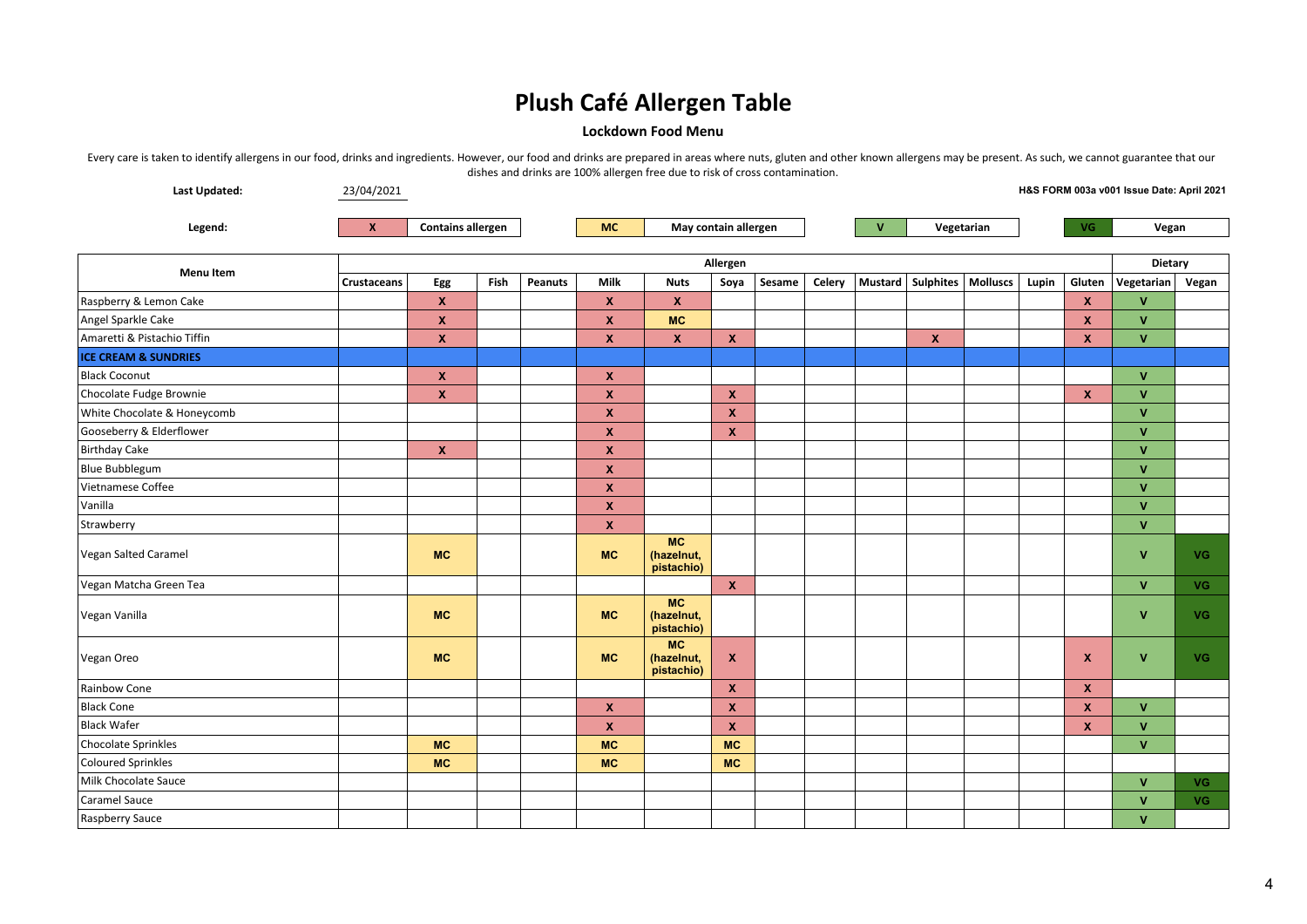# Plush Café Allergen Table

**Lockdown Food Menu**

Every care is taken to identify allergens in our food, drinks and ingredients. However, our food and drinks are prepared in areas where nuts, gluten and other known allergens may be present. As such, we cannot guarantee that our dishes and drinks are 100% allergen free due to risk of cross contamination.

**Last Updated:** 23/04/2021

**H&S FORM 003a v001 Issue Date: April 2021**

**Legend:** X = Contains allergen; MC = May contain allergen; V = Vegetarian; VG = Vegan

| Menu Item | Allergen | | | | | | | | | | | | | | Dietary | |
|---|---|---|---|---|---|---|---|---|---|---|---|---|---|---|---|---|
| | Crustaceans | Egg | Fish | Peanuts | Milk | Nuts | Soya | Sesame | Celery | Mustard | Sulphites | Molluscs | Lupin | Gluten | Vegetarian | Vegan |
| Raspberry & Lemon Cake | | X | | | X | X | | | | | | | | X | V | |
| Angel Sparkle Cake | | X | | | X | MC | | | | | | | | X | V | |
| Amaretti & Pistachio Tiffin | | X | | | X | X | X | | | | X | | | X | V | |
| **ICE CREAM & SUNDRIES** | | | | | | | | | | | | | | | | |
| Black Coconut | | X | | | X | | | | | | | | | | V | |
| Chocolate Fudge Brownie | | X | | | X | | X | | | | | | | X | V | |
| White Chocolate & Honeycomb | | | | | X | | X | | | | | | | | V | |
| Gooseberry & Elderflower | | | | | X | | X | | | | | | | | V | |
| Birthday Cake | | X | | | X | | | | | | | | | | V | |
| Blue Bubblegum | | | | | X | | | | | | | | | | V | |
| Vietnamese Coffee | | | | | X | | | | | | | | | | V | |
| Vanilla | | | | | X | | | | | | | | | | V | |
| Strawberry | | | | | X | | | | | | | | | | V | |
| Vegan Salted Caramel | | MC | | | MC | MC (hazelnut, pistachio) | | | | | | | | | V | VG |
| Vegan Matcha Green Tea | | | | | | | X | | | | | | | | V | VG |
| Vegan Vanilla | | MC | | | MC | MC (hazelnut, pistachio) | | | | | | | | | V | VG |
| Vegan Oreo | | MC | | | MC | MC (hazelnut, pistachio) | X | | | | | | | X | V | VG |
| Rainbow Cone | | | | | | | X | | | | | | | X | | |
| Black Cone | | | | | X | | X | | | | | | | X | V | |
| Black Wafer | | | | | X | | X | | | | | | | X | V | |
| Chocolate Sprinkles | | MC | | | MC | | MC | | | | | | | | V | |
| Coloured Sprinkles | | MC | | | MC | | MC | | | | | | | | | |
| Milk Chocolate Sauce | | | | | | | | | | | | | | | V | VG |
| Caramel Sauce | | | | | | | | | | | | | | | V | VG |
| Raspberry Sauce | | | | | | | | | | | | | | | V | |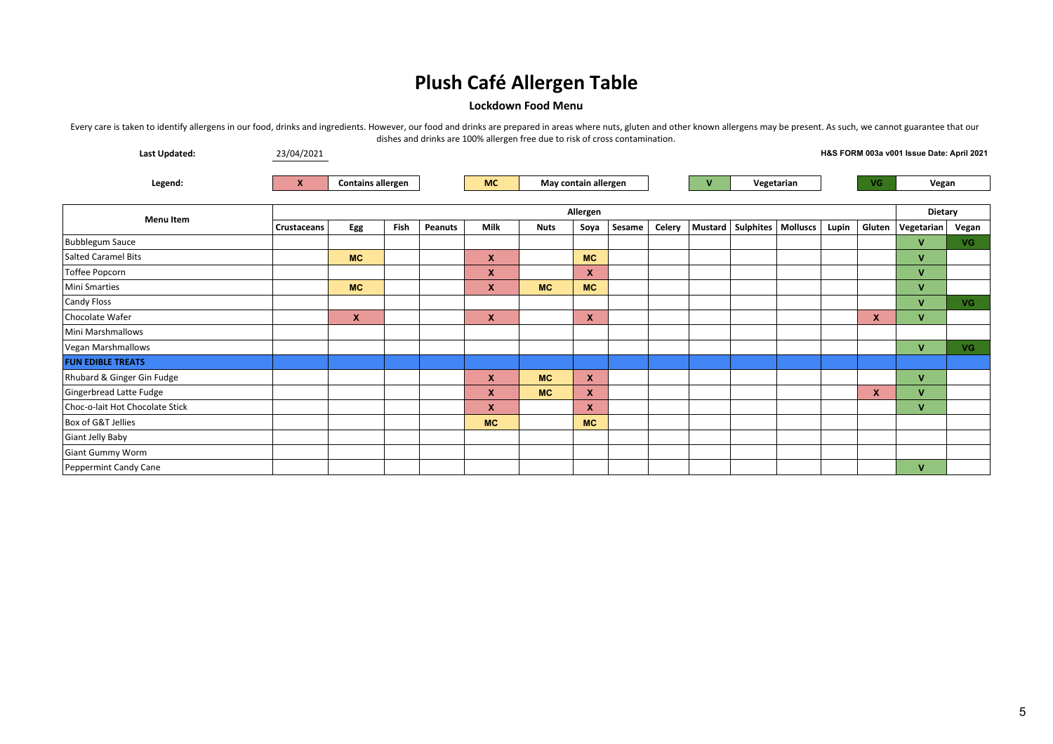# Plush Café Allergen Table

**Lockdown Food Menu**

Every care is taken to identify allergens in our food, drinks and ingredients. However, our food and drinks are prepared in areas where nuts, gluten and other known allergens may be present. As such, we cannot guarantee that our dishes and drinks are 100% allergen free due to risk of cross contamination.

**Last Updated:** 23/04/2021

**H&S FORM 003a v001 Issue Date: April 2021**

**Legend:** X = Contains allergen; MC = May contain allergen; V = Vegetarian; VG = Vegan

| Menu Item | Allergen | | | | | | | | | | | | | | Dietary | |
|---|---|---|---|---|---|---|---|---|---|---|---|---|---|---|---|---|
| | Crustaceans | Egg | Fish | Peanuts | Milk | Nuts | Soya | Sesame | Celery | Mustard | Sulphites | Molluscs | Lupin | Gluten | Vegetarian | Vegan |
| Bubblegum Sauce | | | | | | | | | | | | | | | V | VG |
| Salted Caramel Bits | | MC | | | X | | MC | | | | | | | | V | |
| Toffee Popcorn | | | | | X | | X | | | | | | | | V | |
| Mini Smarties | | MC | | | X | MC | MC | | | | | | | | V | |
| Candy Floss | | | | | | | | | | | | | | | V | VG |
| Chocolate Wafer | | X | | | X | | X | | | | | | | X | V | |
| Mini Marshmallows | | | | | | | | | | | | | | | | |
| Vegan Marshmallows | | | | | | | | | | | | | | | V | VG |
| **FUN EDIBLE TREATS** | | | | | | | | | | | | | | | | |
| Rhubard & Ginger Gin Fudge | | | | | X | MC | X | | | | | | | | V | |
| Gingerbread Latte Fudge | | | | | X | MC | X | | | | | | | X | V | |
| Choc-o-lait Hot Chocolate Stick | | | | | X | | X | | | | | | | | V | |
| Box of G&T Jellies | | | | | MC | | MC | | | | | | | | | |
| Giant Jelly Baby | | | | | | | | | | | | | | | | |
| Giant Gummy Worm | | | | | | | | | | | | | | | | |
| Peppermint Candy Cane | | | | | | | | | | | | | | | V | |